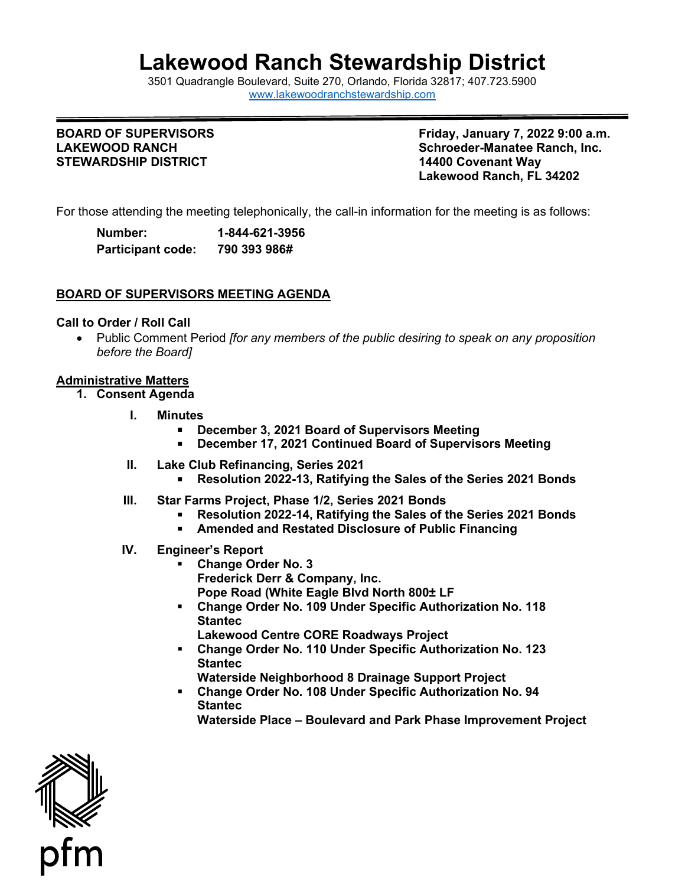# Lakewood Ranch Stewardship District

3501 Quadrangle Boulevard, Suite 270, Orlando, Florida 32817; 407.723.5900
www.lakewoodranchstewardship.com

**BOARD OF SUPERVISORS**
**LAKEWOOD RANCH**
**STEWARDSHIP DISTRICT**

**Friday, January 7, 2022 9:00 a.m.**
**Schroeder-Manatee Ranch, Inc.**
**14400 Covenant Way**
**Lakewood Ranch, FL 34202**

For those attending the meeting telephonically, the call-in information for the meeting is as follows:

**Number:** **1-844-621-3956**
**Participant code:** **790 393 986#**

## BOARD OF SUPERVISORS MEETING AGENDA

**Call to Order / Roll Call**

- Public Comment Period *[for any members of the public desiring to speak on any proposition before the Board]*

**Administrative Matters**

1. **Consent Agenda**

   I. **Minutes**
      - **December 3, 2021 Board of Supervisors Meeting**
      - **December 17, 2021 Continued Board of Supervisors Meeting**

   II. **Lake Club Refinancing, Series 2021**
      - **Resolution 2022-13, Ratifying the Sales of the Series 2021 Bonds**

   III. **Star Farms Project, Phase 1/2, Series 2021 Bonds**
      - **Resolution 2022-14, Ratifying the Sales of the Series 2021 Bonds**
      - **Amended and Restated Disclosure of Public Financing**

   IV. **Engineer's Report**
      - **Change Order No. 3**
        **Frederick Derr & Company, Inc.**
        **Pope Road (White Eagle Blvd North 800± LF**
      - **Change Order No. 109 Under Specific Authorization No. 118**
        **Stantec**
        **Lakewood Centre CORE Roadways Project**
      - **Change Order No. 110 Under Specific Authorization No. 123**
        **Stantec**
        **Waterside Neighborhood 8 Drainage Support Project**
      - **Change Order No. 108 Under Specific Authorization No. 94**
        **Stantec**
        **Waterside Place – Boulevard and Park Phase Improvement Project**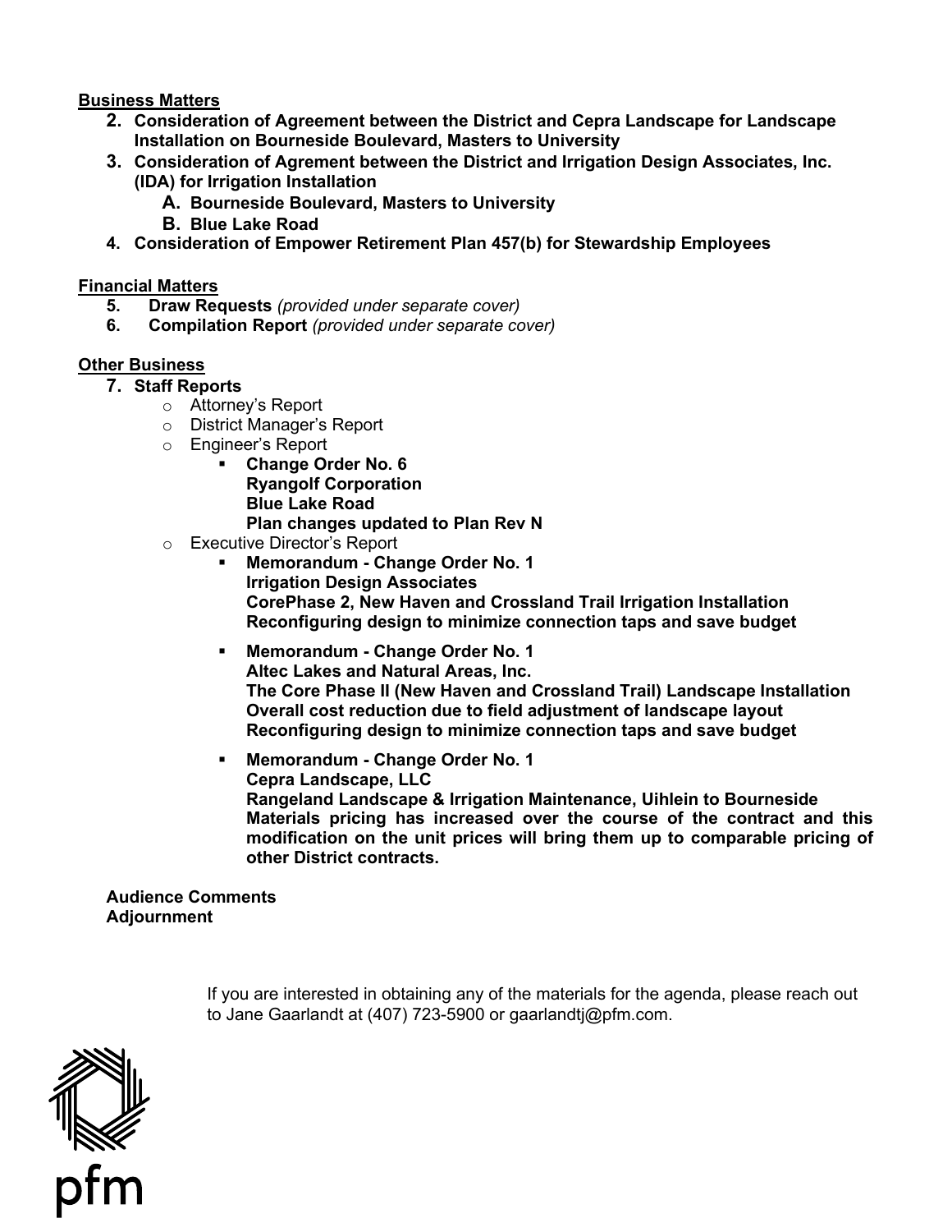**Business Matters**

2. **Consideration of Agreement between the District and Cepra Landscape for Landscape Installation on Bourneside Boulevard, Masters to University**
3. **Consideration of Agrement between the District and Irrigation Design Associates, Inc. (IDA) for Irrigation Installation**
   - **A. Bourneside Boulevard, Masters to University**
   - **B. Blue Lake Road**
4. **Consideration of Empower Retirement Plan 457(b) for Stewardship Employees**

**Financial Matters**

5. **Draw Requests** *(provided under separate cover)*
6. **Compilation Report** *(provided under separate cover)*

**Other Business**

7. **Staff Reports**
   - Attorney's Report
   - District Manager's Report
   - Engineer's Report
     - **Change Order No. 6**
       **Ryangolf Corporation**
       **Blue Lake Road**
       **Plan changes updated to Plan Rev N**
   - Executive Director's Report
     - **Memorandum - Change Order No. 1**
       **Irrigation Design Associates**
       **CorePhase 2, New Haven and Crossland Trail Irrigation Installation**
       **Reconfiguring design to minimize connection taps and save budget**
     - **Memorandum - Change Order No. 1**
       **Altec Lakes and Natural Areas, Inc.**
       **The Core Phase II (New Haven and Crossland Trail) Landscape Installation**
       **Overall cost reduction due to field adjustment of landscape layout**
       **Reconfiguring design to minimize connection taps and save budget**
     - **Memorandum - Change Order No. 1**
       **Cepra Landscape, LLC**
       **Rangeland Landscape & Irrigation Maintenance, Uihlein to Bourneside**
       **Materials pricing has increased over the course of the contract and this modification on the unit prices will bring them up to comparable pricing of other District contracts.**

**Audience Comments**
**Adjournment**

If you are interested in obtaining any of the materials for the agenda, please reach out to Jane Gaarlandt at (407) 723-5900 or gaarlandtj@pfm.com.

pfm